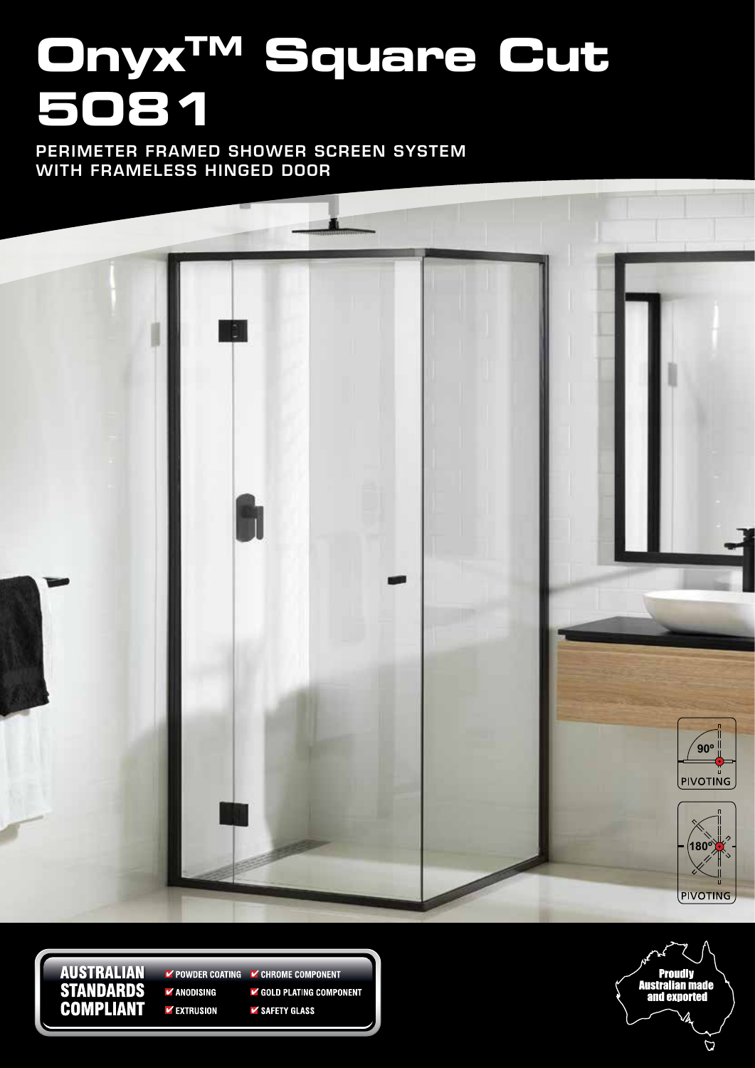# Onyx™ Square Cut 5081

PERIMETER FRAMED SHOWER SCREEN SYSTEM WITH FRAMELESS HINGED DOOR

90º PIVOTING

180º PIVOTING

**AUSTRALIAN STANDARDS COMPLIANT**

- ✔ POWDER COATING
- ✔ ANODISING
- ✔ EXTRUSION
- ✔ CHROME COMPONENT
- ✔ GOLD PLATING COMPONENT
- ✔ SAFETY GLASS

Proudly Australian made and exported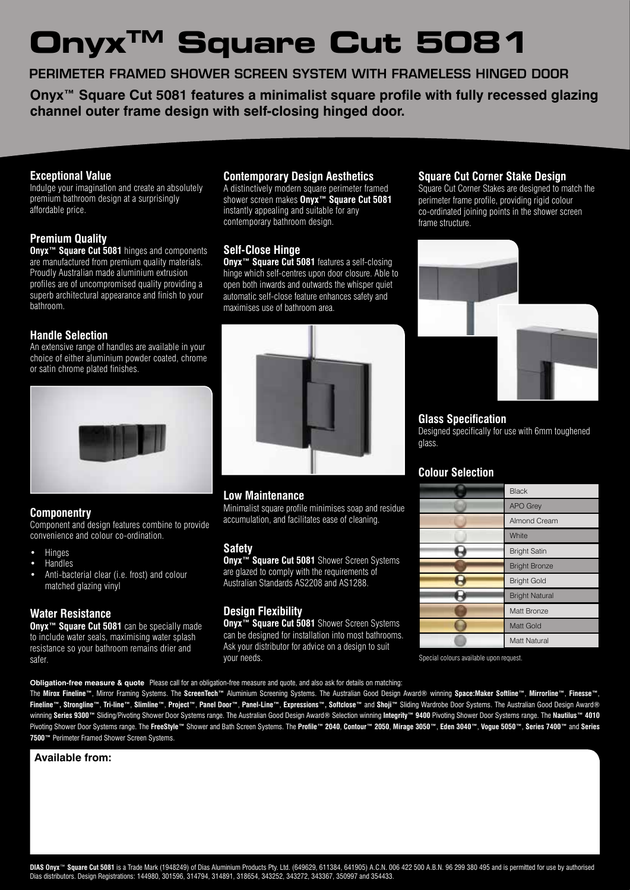# Onyx™ Square Cut 5081

## PERIMETER FRAMED SHOWER SCREEN SYSTEM WITH FRAMELESS HINGED DOOR

**Onyx™ Square Cut 5081 features a minimalist square profile with fully recessed glazing channel outer frame design with self-closing hinged door.**

### Exceptional Value

Indulge your imagination and create an absolutely premium bathroom design at a surprisingly affordable price.

### Premium Quality

**Onyx™ Square Cut 5081** hinges and components are manufactured from premium quality materials. Proudly Australian made aluminium extrusion profiles are of uncompromised quality providing a superb architectural appearance and finish to your bathroom.

### Handle Selection

An extensive range of handles are available in your choice of either aluminium powder coated, chrome or satin chrome plated finishes.

### Componentry

Component and design features combine to provide convenience and colour co-ordination.

- Hinges
- Handles
- Anti-bacterial clear (i.e. frost) and colour matched glazing vinyl

### Water Resistance

**Onyx™ Square Cut 5081** can be specially made to include water seals, maximising water splash resistance so your bathroom remains drier and safer.

### Contemporary Design Aesthetics

A distinctively modern square perimeter framed shower screen makes **Onyx™ Square Cut 5081** instantly appealing and suitable for any contemporary bathroom design.

### Self-Close Hinge

**Onyx™ Square Cut 5081** features a self-closing hinge which self-centres upon door closure. Able to open both inwards and outwards the whisper quiet automatic self-close feature enhances safety and maximises use of bathroom area.

### Low Maintenance

Minimalist square profile minimises soap and residue accumulation, and facilitates ease of cleaning.

### Safety

**Onyx™ Square Cut 5081** Shower Screen Systems are glazed to comply with the requirements of Australian Standards AS2208 and AS1288.

### Design Flexibility

**Onyx™ Square Cut 5081** Shower Screen Systems can be designed for installation into most bathrooms. Ask your distributor for advice on a design to suit your needs.

### Square Cut Corner Stake Design

Square Cut Corner Stakes are designed to match the perimeter frame profile, providing rigid colour co-ordinated joining points in the shower screen frame structure.

### Glass Specification

Designed specifically for use with 6mm toughened glass.

### Colour Selection

- Black
- APO Grey
- Almond Cream
- White
- Bright Satin
- Bright Bronze
- Bright Gold
- Bright Natural
- Matt Bronze
- Matt Gold
- Matt Natural

Special colours available upon request.

**Obligation-free measure & quote** Please call for an obligation-free measure and quote, and also ask for details on matching:

The **Mirox Fineline™**, Mirror Framing Systems. The **ScreenTech™** Aluminium Screening Systems. The Australian Good Design Award® winning **Space:Maker Softline™**, **Mirrorline™**, **Finesse™**, **Fineline™, Strongline™**, **Tri-line™**, **Slimline™**, **Project™**, **Panel Door™**, **Panel-Line™**, **Expressions™, Softclose™** and **Shoji™** Sliding Wardrobe Door Systems. The Australian Good Design Award® winning **Series 9300™** Sliding/Pivoting Shower Door Systems range. The Australian Good Design Award® Selection winning **Integrity™ 9400** Pivoting Shower Door Systems range. The **Nautilus™ 4010** Pivoting Shower Door Systems range. The **FreeStyle™** Shower and Bath Screen Systems. The **Profile™ 2040**, **Contour™ 2050**, **Mirage 3050™**, **Eden 3040™**, **Vogue 5050™**, **Series 7400™** and **Series 7500™** Perimeter Framed Shower Screen Systems.

**Available from:**

**DIAS Onyx™ Square Cut 5081** is a Trade Mark (1948249) of Dias Aluminium Products Pty. Ltd. (649629, 611384, 641905) A.C.N. 006 422 500 A.B.N. 96 299 380 495 and is permitted for use by authorised Dias distributors. Design Registrations: 144980, 301596, 314794, 314891, 318654, 343252, 343272, 343367, 350997 and 354433.